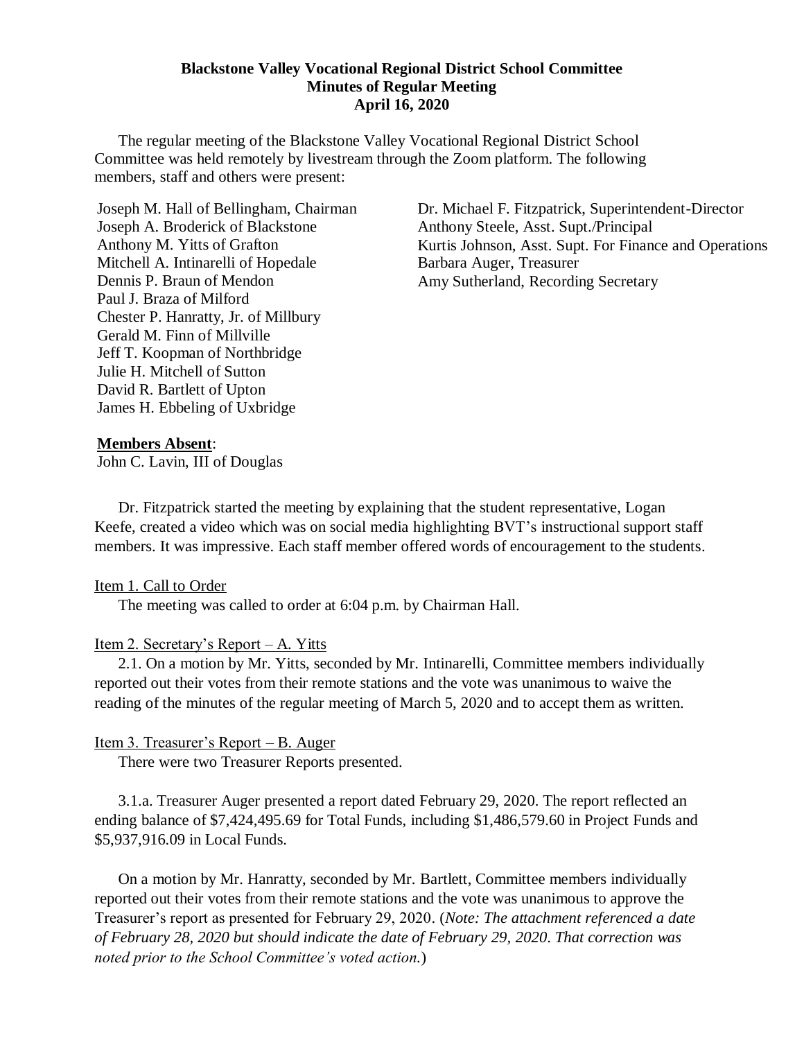**Blackstone Valley Vocational Regional District School Committee**
**Minutes of Regular Meeting**
**April 16, 2020**

The regular meeting of the Blackstone Valley Vocational Regional District School Committee was held remotely by livestream through the Zoom platform. The following members, staff and others were present:

Joseph M. Hall of Bellingham, Chairman
Joseph A. Broderick of Blackstone
Anthony M. Yitts of Grafton
Mitchell A. Intinarelli of Hopedale
Dennis P. Braun of Mendon
Paul J. Braza of Milford
Chester P. Hanratty, Jr. of Millbury
Gerald M. Finn of Millville
Jeff T. Koopman of Northbridge
Julie H. Mitchell of Sutton
David R. Bartlett of Upton
James H. Ebbeling of Uxbridge

Dr. Michael F. Fitzpatrick, Superintendent-Director
Anthony Steele, Asst. Supt./Principal
Kurtis Johnson, Asst. Supt. For Finance and Operations
Barbara Auger, Treasurer
Amy Sutherland, Recording Secretary

**Members Absent**:
John C. Lavin, III of Douglas

Dr. Fitzpatrick started the meeting by explaining that the student representative, Logan Keefe, created a video which was on social media highlighting BVT's instructional support staff members. It was impressive. Each staff member offered words of encouragement to the students.

Item 1. Call to Order

The meeting was called to order at 6:04 p.m. by Chairman Hall.

Item 2. Secretary's Report – A. Yitts

2.1. On a motion by Mr. Yitts, seconded by Mr. Intinarelli, Committee members individually reported out their votes from their remote stations and the vote was unanimous to waive the reading of the minutes of the regular meeting of March 5, 2020 and to accept them as written.

Item 3. Treasurer's Report – B. Auger

There were two Treasurer Reports presented.

3.1.a. Treasurer Auger presented a report dated February 29, 2020. The report reflected an ending balance of $7,424,495.69 for Total Funds, including $1,486,579.60 in Project Funds and $5,937,916.09 in Local Funds.

On a motion by Mr. Hanratty, seconded by Mr. Bartlett, Committee members individually reported out their votes from their remote stations and the vote was unanimous to approve the Treasurer's report as presented for February 29, 2020. (*Note: The attachment referenced a date of February 28, 2020 but should indicate the date of February 29, 2020. That correction was noted prior to the School Committee's voted action.*)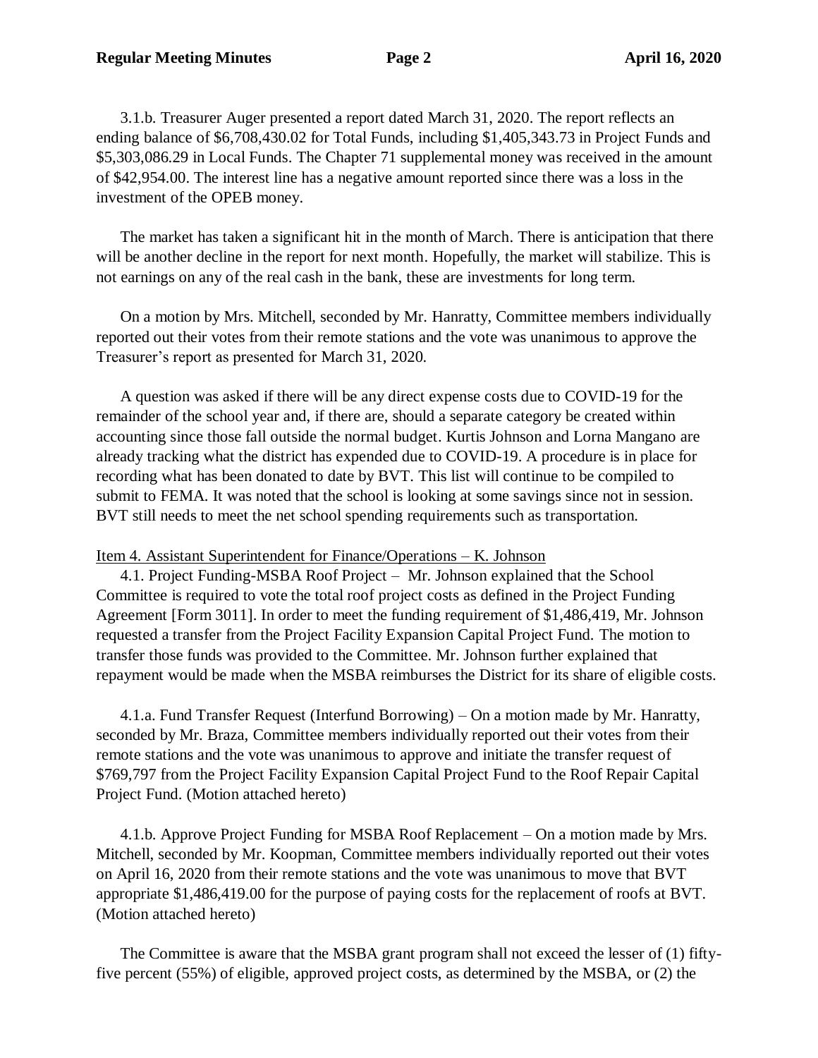3.1.b. Treasurer Auger presented a report dated March 31, 2020. The report reflects an ending balance of $6,708,430.02 for Total Funds, including $1,405,343.73 in Project Funds and $5,303,086.29 in Local Funds. The Chapter 71 supplemental money was received in the amount of $42,954.00. The interest line has a negative amount reported since there was a loss in the investment of the OPEB money.

The market has taken a significant hit in the month of March. There is anticipation that there will be another decline in the report for next month. Hopefully, the market will stabilize. This is not earnings on any of the real cash in the bank, these are investments for long term.

On a motion by Mrs. Mitchell, seconded by Mr. Hanratty, Committee members individually reported out their votes from their remote stations and the vote was unanimous to approve the Treasurer's report as presented for March 31, 2020.

A question was asked if there will be any direct expense costs due to COVID-19 for the remainder of the school year and, if there are, should a separate category be created within accounting since those fall outside the normal budget. Kurtis Johnson and Lorna Mangano are already tracking what the district has expended due to COVID-19. A procedure is in place for recording what has been donated to date by BVT. This list will continue to be compiled to submit to FEMA. It was noted that the school is looking at some savings since not in session. BVT still needs to meet the net school spending requirements such as transportation.

Item 4. Assistant Superintendent for Finance/Operations – K. Johnson

4.1. Project Funding-MSBA Roof Project – Mr. Johnson explained that the School Committee is required to vote the total roof project costs as defined in the Project Funding Agreement [Form 3011]. In order to meet the funding requirement of $1,486,419, Mr. Johnson requested a transfer from the Project Facility Expansion Capital Project Fund. The motion to transfer those funds was provided to the Committee. Mr. Johnson further explained that repayment would be made when the MSBA reimburses the District for its share of eligible costs.

4.1.a. Fund Transfer Request (Interfund Borrowing) – On a motion made by Mr. Hanratty, seconded by Mr. Braza, Committee members individually reported out their votes from their remote stations and the vote was unanimous to approve and initiate the transfer request of $769,797 from the Project Facility Expansion Capital Project Fund to the Roof Repair Capital Project Fund. (Motion attached hereto)

4.1.b. Approve Project Funding for MSBA Roof Replacement – On a motion made by Mrs. Mitchell, seconded by Mr. Koopman, Committee members individually reported out their votes on April 16, 2020 from their remote stations and the vote was unanimous to move that BVT appropriate $1,486,419.00 for the purpose of paying costs for the replacement of roofs at BVT. (Motion attached hereto)

The Committee is aware that the MSBA grant program shall not exceed the lesser of (1) fifty-five percent (55%) of eligible, approved project costs, as determined by the MSBA, or (2) the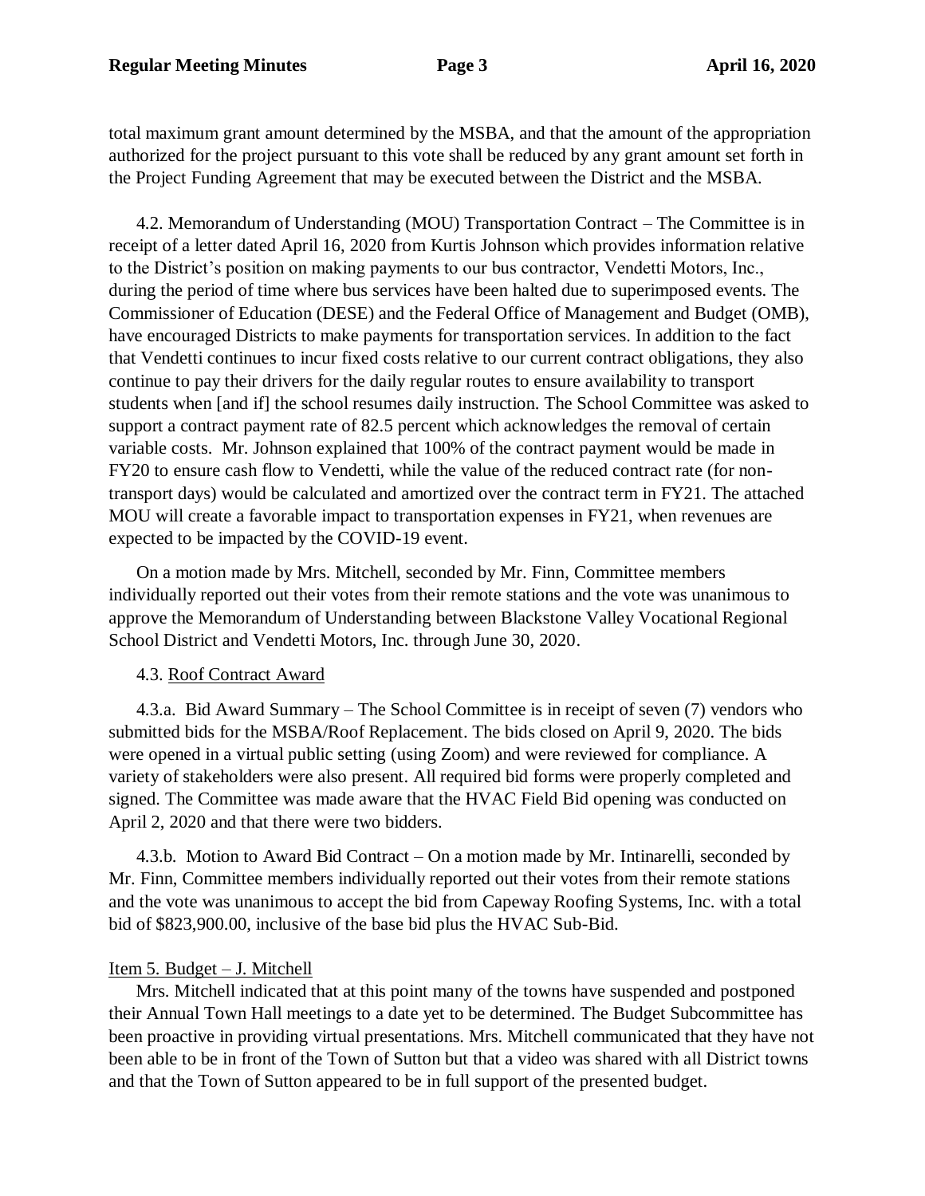total maximum grant amount determined by the MSBA, and that the amount of the appropriation authorized for the project pursuant to this vote shall be reduced by any grant amount set forth in the Project Funding Agreement that may be executed between the District and the MSBA.

4.2. Memorandum of Understanding (MOU) Transportation Contract – The Committee is in receipt of a letter dated April 16, 2020 from Kurtis Johnson which provides information relative to the District's position on making payments to our bus contractor, Vendetti Motors, Inc., during the period of time where bus services have been halted due to superimposed events. The Commissioner of Education (DESE) and the Federal Office of Management and Budget (OMB), have encouraged Districts to make payments for transportation services. In addition to the fact that Vendetti continues to incur fixed costs relative to our current contract obligations, they also continue to pay their drivers for the daily regular routes to ensure availability to transport students when [and if] the school resumes daily instruction. The School Committee was asked to support a contract payment rate of 82.5 percent which acknowledges the removal of certain variable costs. Mr. Johnson explained that 100% of the contract payment would be made in FY20 to ensure cash flow to Vendetti, while the value of the reduced contract rate (for non-transport days) would be calculated and amortized over the contract term in FY21. The attached MOU will create a favorable impact to transportation expenses in FY21, when revenues are expected to be impacted by the COVID-19 event.

On a motion made by Mrs. Mitchell, seconded by Mr. Finn, Committee members individually reported out their votes from their remote stations and the vote was unanimous to approve the Memorandum of Understanding between Blackstone Valley Vocational Regional School District and Vendetti Motors, Inc. through June 30, 2020.

4.3. Roof Contract Award

4.3.a. Bid Award Summary – The School Committee is in receipt of seven (7) vendors who submitted bids for the MSBA/Roof Replacement. The bids closed on April 9, 2020. The bids were opened in a virtual public setting (using Zoom) and were reviewed for compliance. A variety of stakeholders were also present. All required bid forms were properly completed and signed. The Committee was made aware that the HVAC Field Bid opening was conducted on April 2, 2020 and that there were two bidders.

4.3.b. Motion to Award Bid Contract – On a motion made by Mr. Intinarelli, seconded by Mr. Finn, Committee members individually reported out their votes from their remote stations and the vote was unanimous to accept the bid from Capeway Roofing Systems, Inc. with a total bid of $823,900.00, inclusive of the base bid plus the HVAC Sub-Bid.

Item 5. Budget – J. Mitchell

Mrs. Mitchell indicated that at this point many of the towns have suspended and postponed their Annual Town Hall meetings to a date yet to be determined. The Budget Subcommittee has been proactive in providing virtual presentations. Mrs. Mitchell communicated that they have not been able to be in front of the Town of Sutton but that a video was shared with all District towns and that the Town of Sutton appeared to be in full support of the presented budget.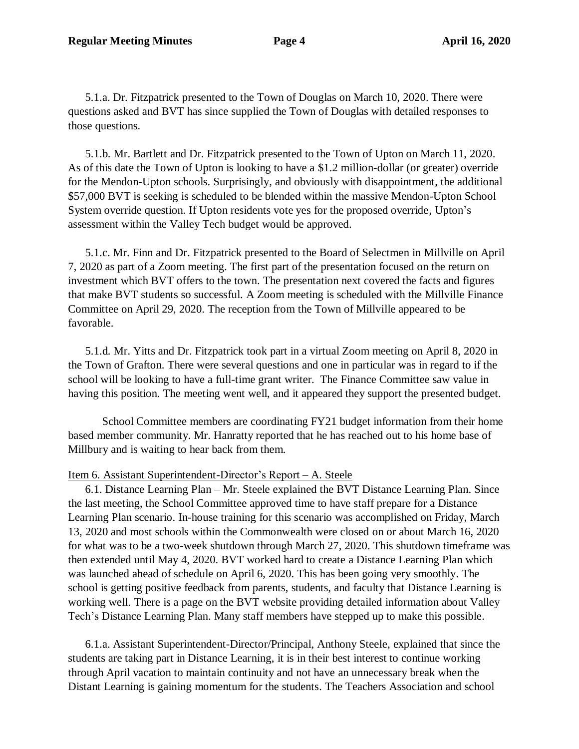5.1.a. Dr. Fitzpatrick presented to the Town of Douglas on March 10, 2020. There were questions asked and BVT has since supplied the Town of Douglas with detailed responses to those questions.

5.1.b. Mr. Bartlett and Dr. Fitzpatrick presented to the Town of Upton on March 11, 2020. As of this date the Town of Upton is looking to have a $1.2 million-dollar (or greater) override for the Mendon-Upton schools. Surprisingly, and obviously with disappointment, the additional $57,000 BVT is seeking is scheduled to be blended within the massive Mendon-Upton School System override question. If Upton residents vote yes for the proposed override, Upton's assessment within the Valley Tech budget would be approved.

5.1.c. Mr. Finn and Dr. Fitzpatrick presented to the Board of Selectmen in Millville on April 7, 2020 as part of a Zoom meeting. The first part of the presentation focused on the return on investment which BVT offers to the town. The presentation next covered the facts and figures that make BVT students so successful. A Zoom meeting is scheduled with the Millville Finance Committee on April 29, 2020. The reception from the Town of Millville appeared to be favorable.

5.1.d. Mr. Yitts and Dr. Fitzpatrick took part in a virtual Zoom meeting on April 8, 2020 in the Town of Grafton. There were several questions and one in particular was in regard to if the school will be looking to have a full-time grant writer. The Finance Committee saw value in having this position. The meeting went well, and it appeared they support the presented budget.

School Committee members are coordinating FY21 budget information from their home based member community. Mr. Hanratty reported that he has reached out to his home base of Millbury and is waiting to hear back from them.

Item 6. Assistant Superintendent-Director's Report – A. Steele

6.1. Distance Learning Plan – Mr. Steele explained the BVT Distance Learning Plan. Since the last meeting, the School Committee approved time to have staff prepare for a Distance Learning Plan scenario. In-house training for this scenario was accomplished on Friday, March 13, 2020 and most schools within the Commonwealth were closed on or about March 16, 2020 for what was to be a two-week shutdown through March 27, 2020. This shutdown timeframe was then extended until May 4, 2020. BVT worked hard to create a Distance Learning Plan which was launched ahead of schedule on April 6, 2020. This has been going very smoothly. The school is getting positive feedback from parents, students, and faculty that Distance Learning is working well. There is a page on the BVT website providing detailed information about Valley Tech's Distance Learning Plan. Many staff members have stepped up to make this possible.

6.1.a. Assistant Superintendent-Director/Principal, Anthony Steele, explained that since the students are taking part in Distance Learning, it is in their best interest to continue working through April vacation to maintain continuity and not have an unnecessary break when the Distant Learning is gaining momentum for the students. The Teachers Association and school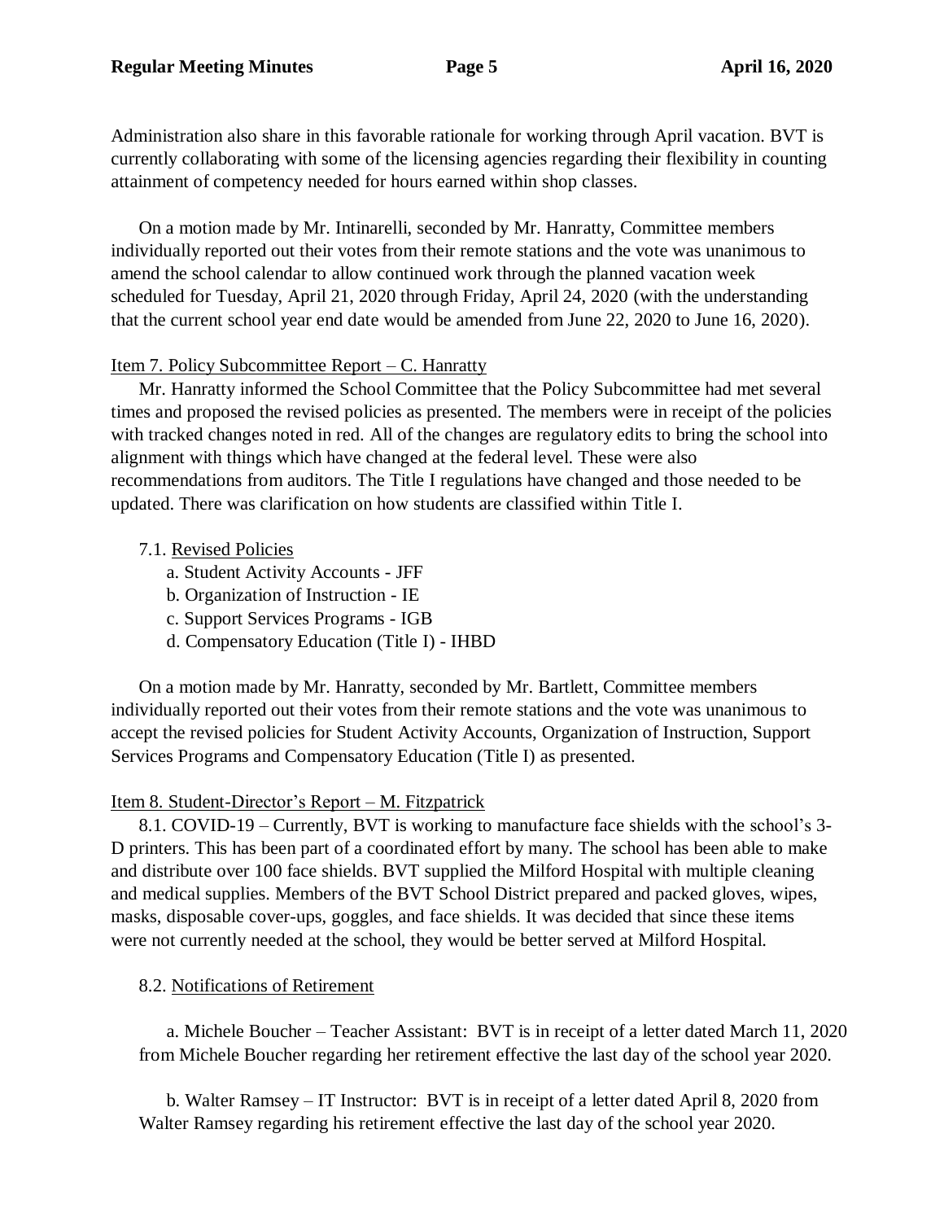Administration also share in this favorable rationale for working through April vacation. BVT is currently collaborating with some of the licensing agencies regarding their flexibility in counting attainment of competency needed for hours earned within shop classes.

On a motion made by Mr. Intinarelli, seconded by Mr. Hanratty, Committee members individually reported out their votes from their remote stations and the vote was unanimous to amend the school calendar to allow continued work through the planned vacation week scheduled for Tuesday, April 21, 2020 through Friday, April 24, 2020 (with the understanding that the current school year end date would be amended from June 22, 2020 to June 16, 2020).

Item 7. Policy Subcommittee Report – C. Hanratty

Mr. Hanratty informed the School Committee that the Policy Subcommittee had met several times and proposed the revised policies as presented. The members were in receipt of the policies with tracked changes noted in red. All of the changes are regulatory edits to bring the school into alignment with things which have changed at the federal level. These were also recommendations from auditors. The Title I regulations have changed and those needed to be updated. There was clarification on how students are classified within Title I.

7.1. Revised Policies

a. Student Activity Accounts - JFF
b. Organization of Instruction - IE
c. Support Services Programs - IGB
d. Compensatory Education (Title I) - IHBD

On a motion made by Mr. Hanratty, seconded by Mr. Bartlett, Committee members individually reported out their votes from their remote stations and the vote was unanimous to accept the revised policies for Student Activity Accounts, Organization of Instruction, Support Services Programs and Compensatory Education (Title I) as presented.

Item 8. Student-Director's Report – M. Fitzpatrick

8.1. COVID-19 – Currently, BVT is working to manufacture face shields with the school's 3-D printers. This has been part of a coordinated effort by many. The school has been able to make and distribute over 100 face shields. BVT supplied the Milford Hospital with multiple cleaning and medical supplies. Members of the BVT School District prepared and packed gloves, wipes, masks, disposable cover-ups, goggles, and face shields. It was decided that since these items were not currently needed at the school, they would be better served at Milford Hospital.

8.2. Notifications of Retirement

a. Michele Boucher – Teacher Assistant: BVT is in receipt of a letter dated March 11, 2020 from Michele Boucher regarding her retirement effective the last day of the school year 2020.

b. Walter Ramsey – IT Instructor: BVT is in receipt of a letter dated April 8, 2020 from Walter Ramsey regarding his retirement effective the last day of the school year 2020.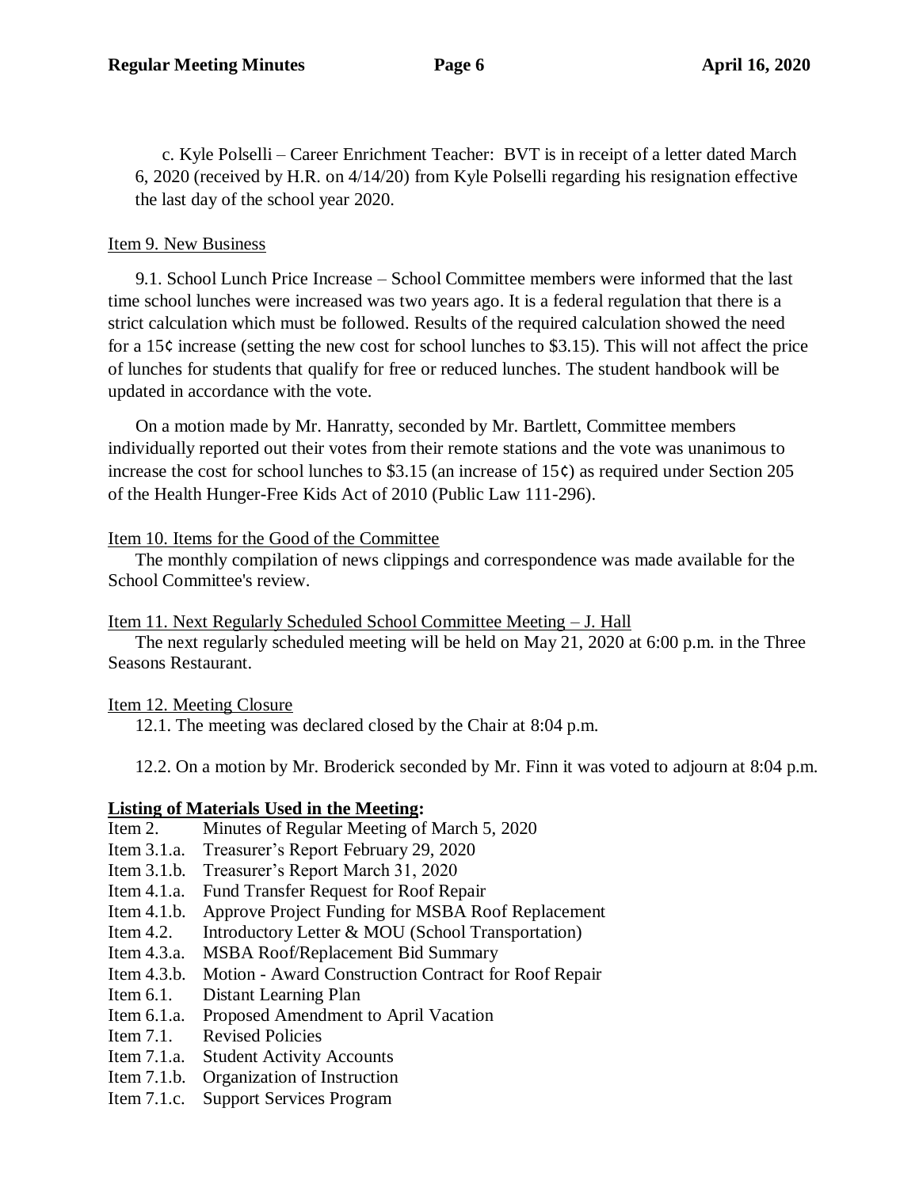c. Kyle Polselli – Career Enrichment Teacher: BVT is in receipt of a letter dated March 6, 2020 (received by H.R. on 4/14/20) from Kyle Polselli regarding his resignation effective the last day of the school year 2020.

Item 9. New Business

9.1. School Lunch Price Increase – School Committee members were informed that the last time school lunches were increased was two years ago. It is a federal regulation that there is a strict calculation which must be followed. Results of the required calculation showed the need for a 15¢ increase (setting the new cost for school lunches to $3.15). This will not affect the price of lunches for students that qualify for free or reduced lunches. The student handbook will be updated in accordance with the vote.

On a motion made by Mr. Hanratty, seconded by Mr. Bartlett, Committee members individually reported out their votes from their remote stations and the vote was unanimous to increase the cost for school lunches to $3.15 (an increase of 15¢) as required under Section 205 of the Health Hunger-Free Kids Act of 2010 (Public Law 111-296).

Item 10. Items for the Good of the Committee

The monthly compilation of news clippings and correspondence was made available for the School Committee's review.

Item 11. Next Regularly Scheduled School Committee Meeting – J. Hall

The next regularly scheduled meeting will be held on May 21, 2020 at 6:00 p.m. in the Three Seasons Restaurant.

Item 12. Meeting Closure

12.1. The meeting was declared closed by the Chair at 8:04 p.m.

12.2. On a motion by Mr. Broderick seconded by Mr. Finn it was voted to adjourn at 8:04 p.m.

**Listing of Materials Used in the Meeting:**

- Item 2. Minutes of Regular Meeting of March 5, 2020
- Item 3.1.a. Treasurer's Report February 29, 2020
- Item 3.1.b. Treasurer's Report March 31, 2020
- Item 4.1.a. Fund Transfer Request for Roof Repair
- Item 4.1.b. Approve Project Funding for MSBA Roof Replacement
- Item 4.2. Introductory Letter & MOU (School Transportation)
- Item 4.3.a. MSBA Roof/Replacement Bid Summary
- Item 4.3.b. Motion - Award Construction Contract for Roof Repair
- Item 6.1. Distant Learning Plan
- Item 6.1.a. Proposed Amendment to April Vacation
- Item 7.1. Revised Policies
- Item 7.1.a. Student Activity Accounts
- Item 7.1.b. Organization of Instruction
- Item 7.1.c. Support Services Program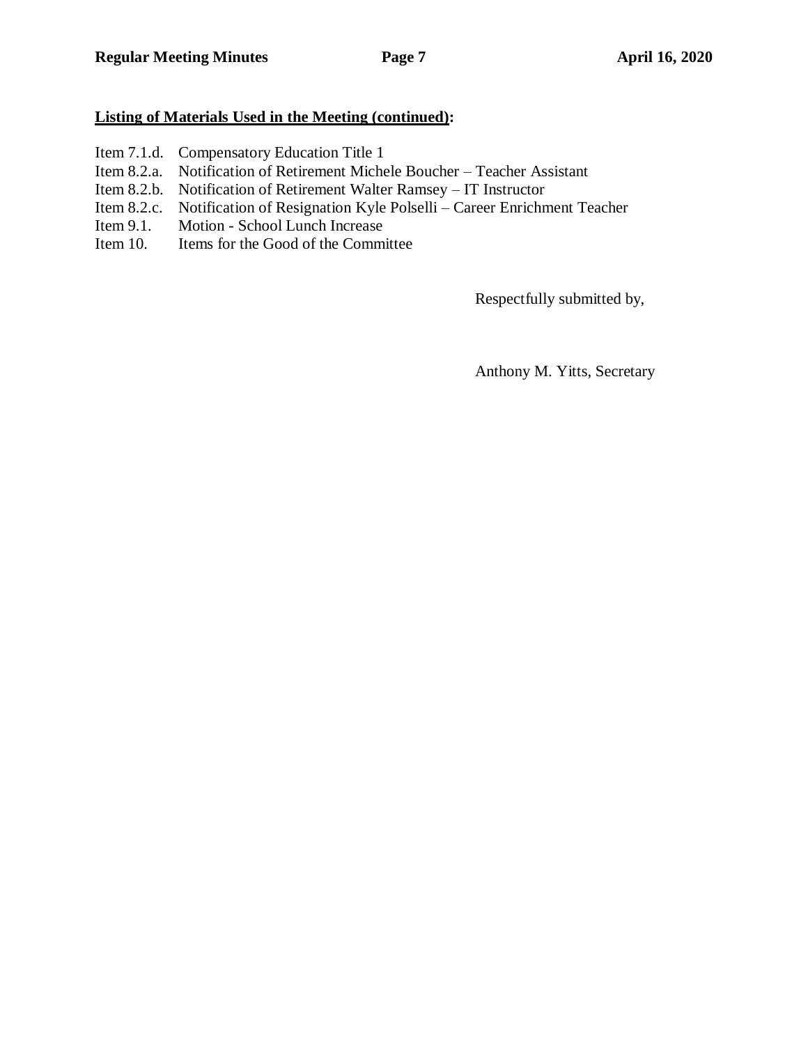**<u>Listing of Materials Used in the Meeting (continued)</u>:**

Item 7.1.d. Compensatory Education Title 1
Item 8.2.a. Notification of Retirement Michele Boucher – Teacher Assistant
Item 8.2.b. Notification of Retirement Walter Ramsey – IT Instructor
Item 8.2.c. Notification of Resignation Kyle Polselli – Career Enrichment Teacher
Item 9.1. Motion - School Lunch Increase
Item 10. Items for the Good of the Committee

Respectfully submitted by,

Anthony M. Yitts, Secretary